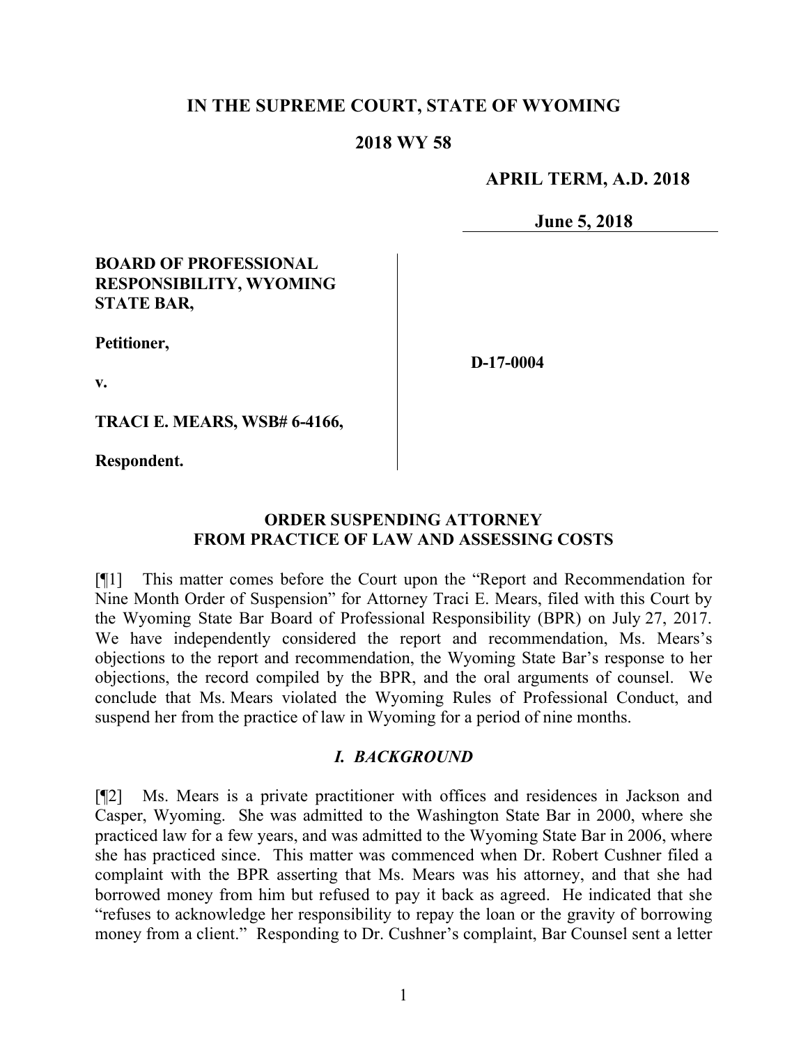**IN THE SUPREME COURT, STATE OF WYOMING**

**2018 WY 58**

**APRIL TERM, A.D. 2018**

**June 5, 2018**

**BOARD OF PROFESSIONAL RESPONSIBILITY, WYOMING STATE BAR,**

**Petitioner,**

**v.**

**TRACI E. MEARS, WSB# 6-4166,**

**Respondent.**

**D-17-0004**

**ORDER SUSPENDING ATTORNEY FROM PRACTICE OF LAW AND ASSESSING COSTS**

[¶1] This matter comes before the Court upon the "Report and Recommendation for Nine Month Order of Suspension" for Attorney Traci E. Mears, filed with this Court by the Wyoming State Bar Board of Professional Responsibility (BPR) on July 27, 2017. We have independently considered the report and recommendation, Ms. Mears's objections to the report and recommendation, the Wyoming State Bar's response to her objections, the record compiled by the BPR, and the oral arguments of counsel. We conclude that Ms. Mears violated the Wyoming Rules of Professional Conduct, and suspend her from the practice of law in Wyoming for a period of nine months.

## *I. BACKGROUND*

[¶2] Ms. Mears is a private practitioner with offices and residences in Jackson and Casper, Wyoming. She was admitted to the Washington State Bar in 2000, where she practiced law for a few years, and was admitted to the Wyoming State Bar in 2006, where she has practiced since. This matter was commenced when Dr. Robert Cushner filed a complaint with the BPR asserting that Ms. Mears was his attorney, and that she had borrowed money from him but refused to pay it back as agreed. He indicated that she "refuses to acknowledge her responsibility to repay the loan or the gravity of borrowing money from a client." Responding to Dr. Cushner's complaint, Bar Counsel sent a letter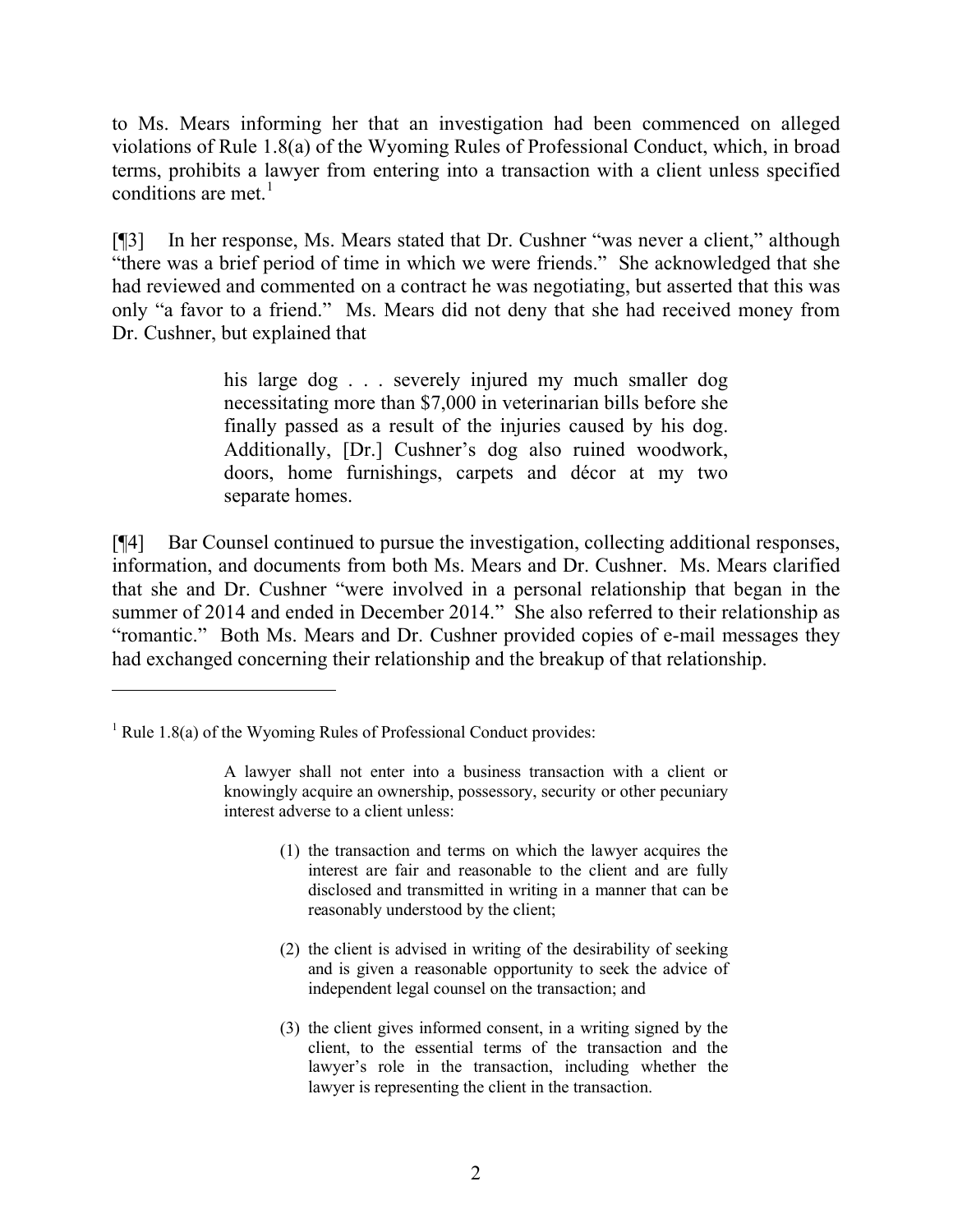to Ms. Mears informing her that an investigation had been commenced on alleged violations of Rule 1.8(a) of the Wyoming Rules of Professional Conduct, which, in broad terms, prohibits a lawyer from entering into a transaction with a client unless specified conditions are met.[1]

[¶3] In her response, Ms. Mears stated that Dr. Cushner "was never a client," although "there was a brief period of time in which we were friends." She acknowledged that she had reviewed and commented on a contract he was negotiating, but asserted that this was only "a favor to a friend." Ms. Mears did not deny that she had received money from Dr. Cushner, but explained that

> his large dog . . . severely injured my much smaller dog necessitating more than $7,000 in veterinarian bills before she finally passed as a result of the injuries caused by his dog. Additionally, [Dr.] Cushner's dog also ruined woodwork, doors, home furnishings, carpets and décor at my two separate homes.

[¶4] Bar Counsel continued to pursue the investigation, collecting additional responses, information, and documents from both Ms. Mears and Dr. Cushner. Ms. Mears clarified that she and Dr. Cushner "were involved in a personal relationship that began in the summer of 2014 and ended in December 2014." She also referred to their relationship as "romantic." Both Ms. Mears and Dr. Cushner provided copies of e-mail messages they had exchanged concerning their relationship and the breakup of that relationship.

---

[1] Rule 1.8(a) of the Wyoming Rules of Professional Conduct provides:

> A lawyer shall not enter into a business transaction with a client or knowingly acquire an ownership, possessory, security or other pecuniary interest adverse to a client unless:
>
> (1) the transaction and terms on which the lawyer acquires the interest are fair and reasonable to the client and are fully disclosed and transmitted in writing in a manner that can be reasonably understood by the client;
>
> (2) the client is advised in writing of the desirability of seeking and is given a reasonable opportunity to seek the advice of independent legal counsel on the transaction; and
>
> (3) the client gives informed consent, in a writing signed by the client, to the essential terms of the transaction and the lawyer's role in the transaction, including whether the lawyer is representing the client in the transaction.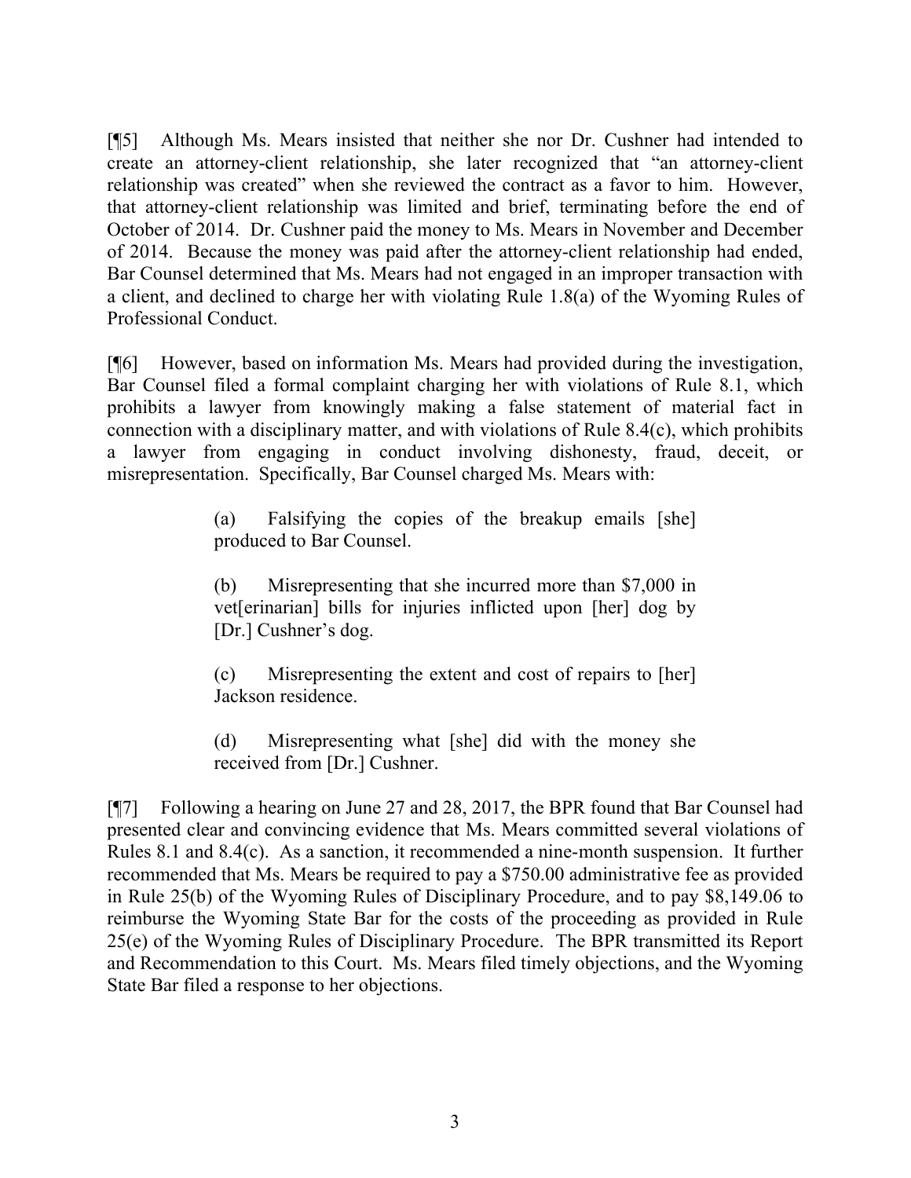[¶5] Although Ms. Mears insisted that neither she nor Dr. Cushner had intended to create an attorney-client relationship, she later recognized that "an attorney-client relationship was created" when she reviewed the contract as a favor to him. However, that attorney-client relationship was limited and brief, terminating before the end of October of 2014. Dr. Cushner paid the money to Ms. Mears in November and December of 2014. Because the money was paid after the attorney-client relationship had ended, Bar Counsel determined that Ms. Mears had not engaged in an improper transaction with a client, and declined to charge her with violating Rule 1.8(a) of the Wyoming Rules of Professional Conduct.

[¶6] However, based on information Ms. Mears had provided during the investigation, Bar Counsel filed a formal complaint charging her with violations of Rule 8.1, which prohibits a lawyer from knowingly making a false statement of material fact in connection with a disciplinary matter, and with violations of Rule 8.4(c), which prohibits a lawyer from engaging in conduct involving dishonesty, fraud, deceit, or misrepresentation. Specifically, Bar Counsel charged Ms. Mears with:

> (a) Falsifying the copies of the breakup emails [she] produced to Bar Counsel.
>
> (b) Misrepresenting that she incurred more than $7,000 in vet[erinarian] bills for injuries inflicted upon [her] dog by [Dr.] Cushner's dog.
>
> (c) Misrepresenting the extent and cost of repairs to [her] Jackson residence.
>
> (d) Misrepresenting what [she] did with the money she received from [Dr.] Cushner.

[¶7] Following a hearing on June 27 and 28, 2017, the BPR found that Bar Counsel had presented clear and convincing evidence that Ms. Mears committed several violations of Rules 8.1 and 8.4(c). As a sanction, it recommended a nine-month suspension. It further recommended that Ms. Mears be required to pay a $750.00 administrative fee as provided in Rule 25(b) of the Wyoming Rules of Disciplinary Procedure, and to pay $8,149.06 to reimburse the Wyoming State Bar for the costs of the proceeding as provided in Rule 25(e) of the Wyoming Rules of Disciplinary Procedure. The BPR transmitted its Report and Recommendation to this Court. Ms. Mears filed timely objections, and the Wyoming State Bar filed a response to her objections.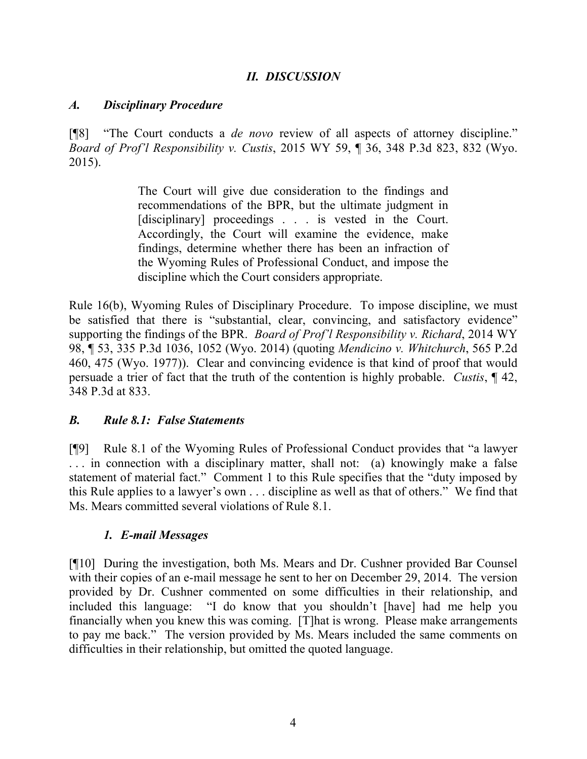## *II. DISCUSSION*

### *A. Disciplinary Procedure*

[¶8] "The Court conducts a *de novo* review of all aspects of attorney discipline." *Board of Prof'l Responsibility v. Custis*, 2015 WY 59, ¶ 36, 348 P.3d 823, 832 (Wyo. 2015).

> The Court will give due consideration to the findings and recommendations of the BPR, but the ultimate judgment in [disciplinary] proceedings . . . is vested in the Court. Accordingly, the Court will examine the evidence, make findings, determine whether there has been an infraction of the Wyoming Rules of Professional Conduct, and impose the discipline which the Court considers appropriate.

Rule 16(b), Wyoming Rules of Disciplinary Procedure. To impose discipline, we must be satisfied that there is "substantial, clear, convincing, and satisfactory evidence" supporting the findings of the BPR. *Board of Prof'l Responsibility v. Richard*, 2014 WY 98, ¶ 53, 335 P.3d 1036, 1052 (Wyo. 2014) (quoting *Mendicino v. Whitchurch*, 565 P.2d 460, 475 (Wyo. 1977)). Clear and convincing evidence is that kind of proof that would persuade a trier of fact that the truth of the contention is highly probable. *Custis*, ¶ 42, 348 P.3d at 833.

### *B. Rule 8.1: False Statements*

[¶9] Rule 8.1 of the Wyoming Rules of Professional Conduct provides that "a lawyer . . . in connection with a disciplinary matter, shall not: (a) knowingly make a false statement of material fact." Comment 1 to this Rule specifies that the "duty imposed by this Rule applies to a lawyer's own . . . discipline as well as that of others." We find that Ms. Mears committed several violations of Rule 8.1.

#### *1. E-mail Messages*

[¶10] During the investigation, both Ms. Mears and Dr. Cushner provided Bar Counsel with their copies of an e-mail message he sent to her on December 29, 2014. The version provided by Dr. Cushner commented on some difficulties in their relationship, and included this language: "I do know that you shouldn't [have] had me help you financially when you knew this was coming. [T]hat is wrong. Please make arrangements to pay me back." The version provided by Ms. Mears included the same comments on difficulties in their relationship, but omitted the quoted language.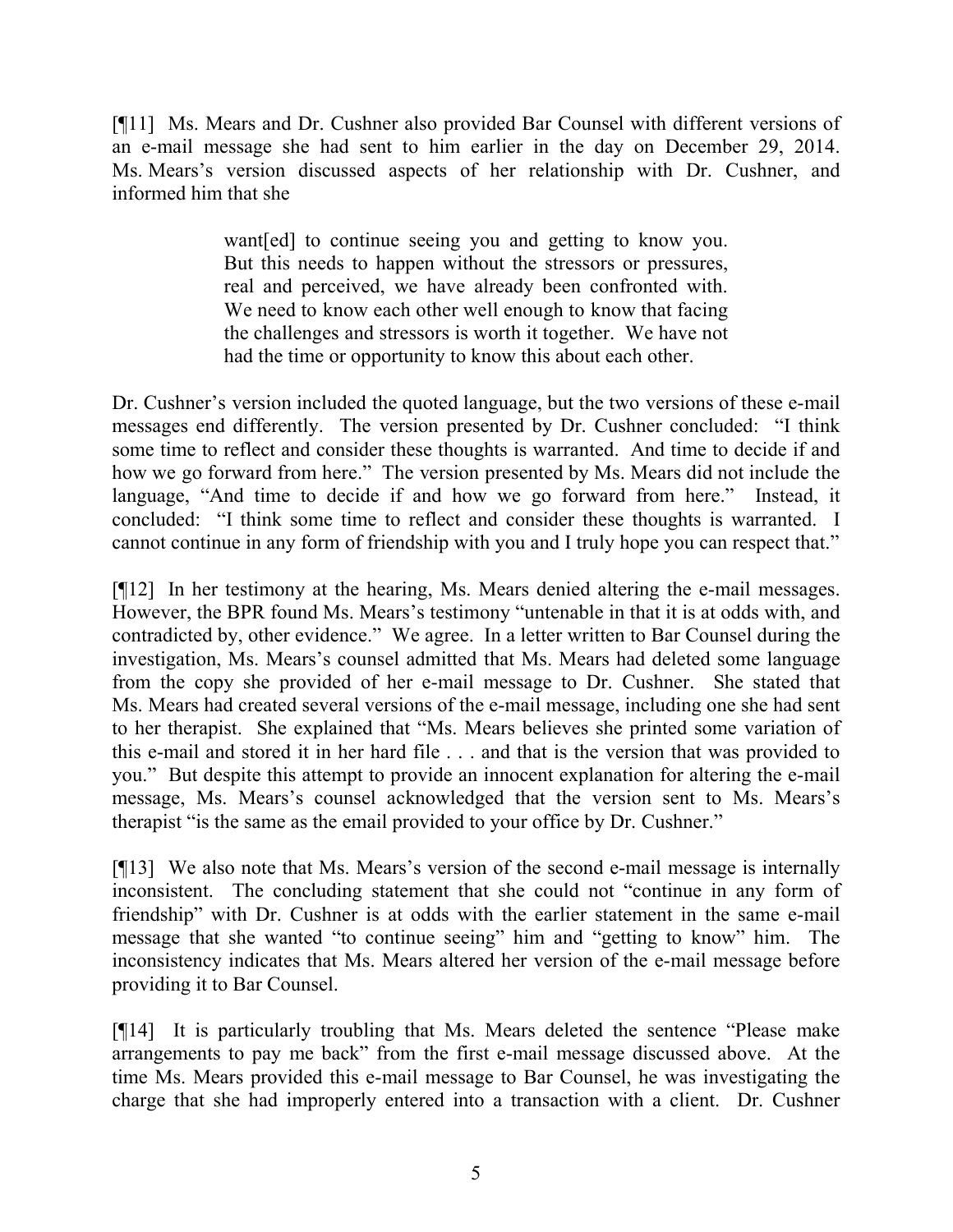[¶11] Ms. Mears and Dr. Cushner also provided Bar Counsel with different versions of an e-mail message she had sent to him earlier in the day on December 29, 2014. Ms. Mears's version discussed aspects of her relationship with Dr. Cushner, and informed him that she

> want[ed] to continue seeing you and getting to know you. But this needs to happen without the stressors or pressures, real and perceived, we have already been confronted with. We need to know each other well enough to know that facing the challenges and stressors is worth it together. We have not had the time or opportunity to know this about each other.

Dr. Cushner's version included the quoted language, but the two versions of these e-mail messages end differently. The version presented by Dr. Cushner concluded: "I think some time to reflect and consider these thoughts is warranted. And time to decide if and how we go forward from here." The version presented by Ms. Mears did not include the language, "And time to decide if and how we go forward from here." Instead, it concluded: "I think some time to reflect and consider these thoughts is warranted. I cannot continue in any form of friendship with you and I truly hope you can respect that."

[¶12] In her testimony at the hearing, Ms. Mears denied altering the e-mail messages. However, the BPR found Ms. Mears's testimony "untenable in that it is at odds with, and contradicted by, other evidence." We agree. In a letter written to Bar Counsel during the investigation, Ms. Mears's counsel admitted that Ms. Mears had deleted some language from the copy she provided of her e-mail message to Dr. Cushner. She stated that Ms. Mears had created several versions of the e-mail message, including one she had sent to her therapist. She explained that "Ms. Mears believes she printed some variation of this e-mail and stored it in her hard file . . . and that is the version that was provided to you." But despite this attempt to provide an innocent explanation for altering the e-mail message, Ms. Mears's counsel acknowledged that the version sent to Ms. Mears's therapist "is the same as the email provided to your office by Dr. Cushner."

[¶13] We also note that Ms. Mears's version of the second e-mail message is internally inconsistent. The concluding statement that she could not "continue in any form of friendship" with Dr. Cushner is at odds with the earlier statement in the same e-mail message that she wanted "to continue seeing" him and "getting to know" him. The inconsistency indicates that Ms. Mears altered her version of the e-mail message before providing it to Bar Counsel.

[¶14] It is particularly troubling that Ms. Mears deleted the sentence "Please make arrangements to pay me back" from the first e-mail message discussed above. At the time Ms. Mears provided this e-mail message to Bar Counsel, he was investigating the charge that she had improperly entered into a transaction with a client. Dr. Cushner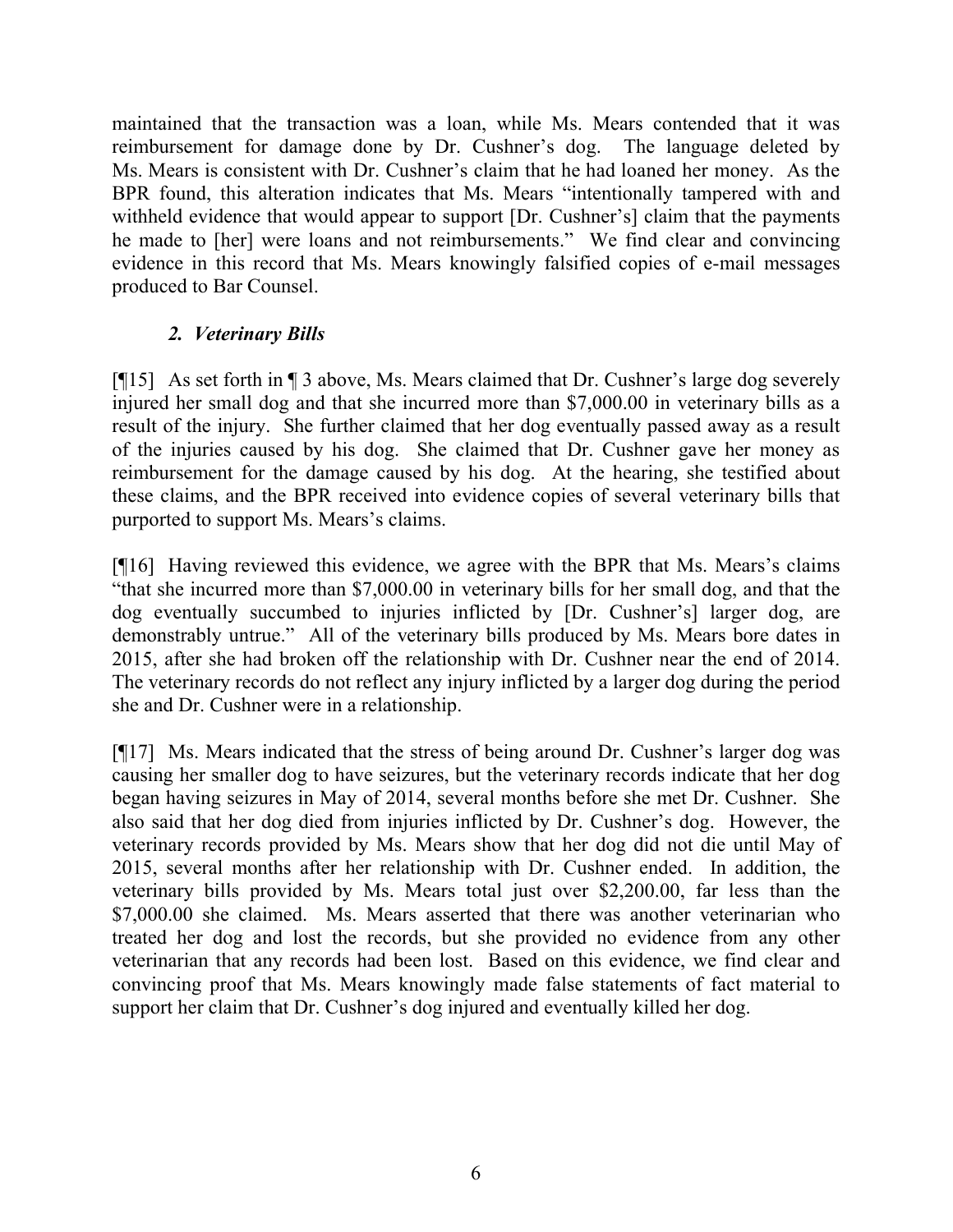maintained that the transaction was a loan, while Ms. Mears contended that it was reimbursement for damage done by Dr. Cushner's dog. The language deleted by Ms. Mears is consistent with Dr. Cushner's claim that he had loaned her money. As the BPR found, this alteration indicates that Ms. Mears "intentionally tampered with and withheld evidence that would appear to support [Dr. Cushner's] claim that the payments he made to [her] were loans and not reimbursements." We find clear and convincing evidence in this record that Ms. Mears knowingly falsified copies of e-mail messages produced to Bar Counsel.

### *2. Veterinary Bills*

[¶15] As set forth in ¶ 3 above, Ms. Mears claimed that Dr. Cushner's large dog severely injured her small dog and that she incurred more than $7,000.00 in veterinary bills as a result of the injury. She further claimed that her dog eventually passed away as a result of the injuries caused by his dog. She claimed that Dr. Cushner gave her money as reimbursement for the damage caused by his dog. At the hearing, she testified about these claims, and the BPR received into evidence copies of several veterinary bills that purported to support Ms. Mears's claims.

[¶16] Having reviewed this evidence, we agree with the BPR that Ms. Mears's claims "that she incurred more than $7,000.00 in veterinary bills for her small dog, and that the dog eventually succumbed to injuries inflicted by [Dr. Cushner's] larger dog, are demonstrably untrue." All of the veterinary bills produced by Ms. Mears bore dates in 2015, after she had broken off the relationship with Dr. Cushner near the end of 2014. The veterinary records do not reflect any injury inflicted by a larger dog during the period she and Dr. Cushner were in a relationship.

[¶17] Ms. Mears indicated that the stress of being around Dr. Cushner's larger dog was causing her smaller dog to have seizures, but the veterinary records indicate that her dog began having seizures in May of 2014, several months before she met Dr. Cushner. She also said that her dog died from injuries inflicted by Dr. Cushner's dog. However, the veterinary records provided by Ms. Mears show that her dog did not die until May of 2015, several months after her relationship with Dr. Cushner ended. In addition, the veterinary bills provided by Ms. Mears total just over $2,200.00, far less than the $7,000.00 she claimed. Ms. Mears asserted that there was another veterinarian who treated her dog and lost the records, but she provided no evidence from any other veterinarian that any records had been lost. Based on this evidence, we find clear and convincing proof that Ms. Mears knowingly made false statements of fact material to support her claim that Dr. Cushner's dog injured and eventually killed her dog.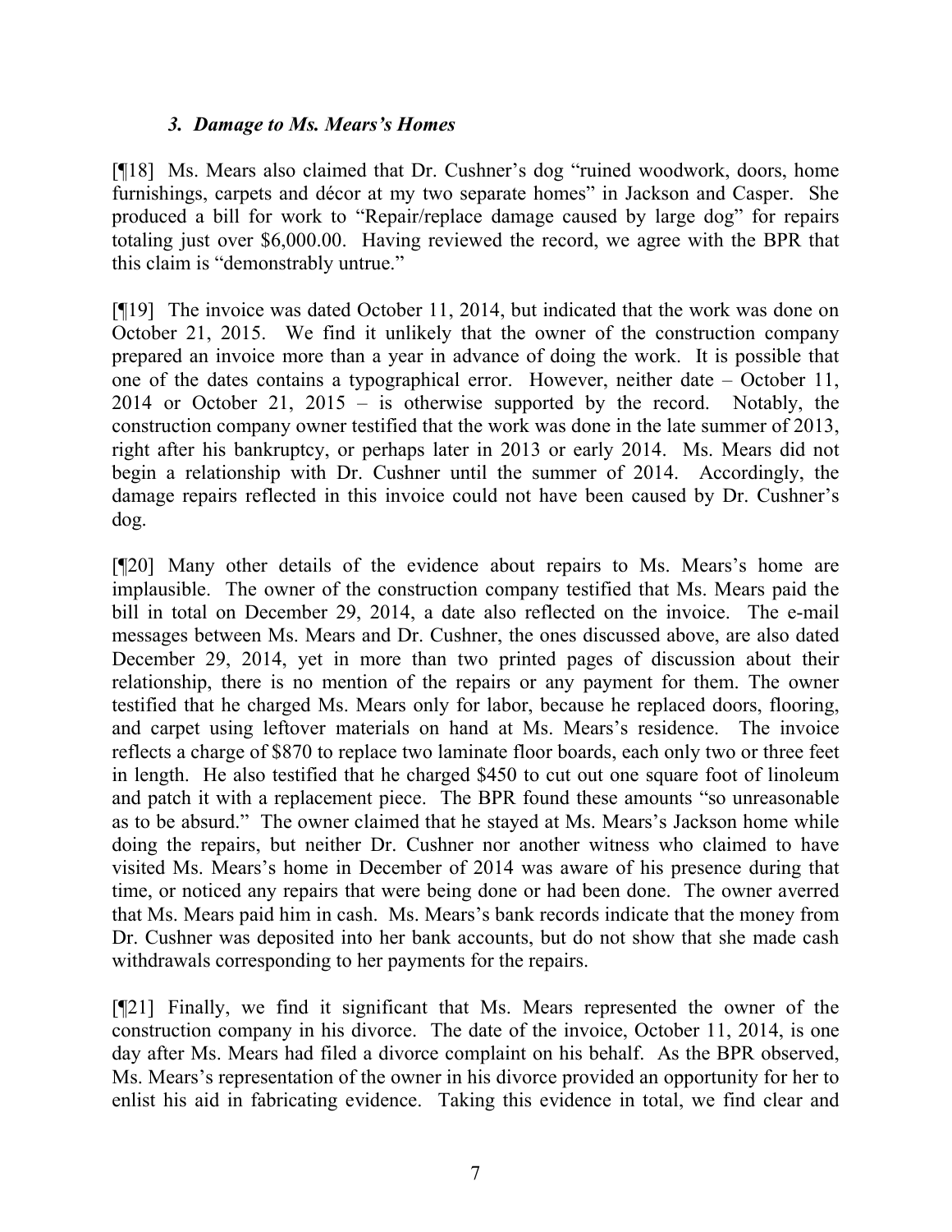### *3. Damage to Ms. Mears's Homes*

[¶18] Ms. Mears also claimed that Dr. Cushner's dog "ruined woodwork, doors, home furnishings, carpets and décor at my two separate homes" in Jackson and Casper. She produced a bill for work to "Repair/replace damage caused by large dog" for repairs totaling just over $6,000.00. Having reviewed the record, we agree with the BPR that this claim is "demonstrably untrue."

[¶19] The invoice was dated October 11, 2014, but indicated that the work was done on October 21, 2015. We find it unlikely that the owner of the construction company prepared an invoice more than a year in advance of doing the work. It is possible that one of the dates contains a typographical error. However, neither date – October 11, 2014 or October 21, 2015 – is otherwise supported by the record. Notably, the construction company owner testified that the work was done in the late summer of 2013, right after his bankruptcy, or perhaps later in 2013 or early 2014. Ms. Mears did not begin a relationship with Dr. Cushner until the summer of 2014. Accordingly, the damage repairs reflected in this invoice could not have been caused by Dr. Cushner's dog.

[¶20] Many other details of the evidence about repairs to Ms. Mears's home are implausible. The owner of the construction company testified that Ms. Mears paid the bill in total on December 29, 2014, a date also reflected on the invoice. The e-mail messages between Ms. Mears and Dr. Cushner, the ones discussed above, are also dated December 29, 2014, yet in more than two printed pages of discussion about their relationship, there is no mention of the repairs or any payment for them. The owner testified that he charged Ms. Mears only for labor, because he replaced doors, flooring, and carpet using leftover materials on hand at Ms. Mears's residence. The invoice reflects a charge of $870 to replace two laminate floor boards, each only two or three feet in length. He also testified that he charged $450 to cut out one square foot of linoleum and patch it with a replacement piece. The BPR found these amounts "so unreasonable as to be absurd." The owner claimed that he stayed at Ms. Mears's Jackson home while doing the repairs, but neither Dr. Cushner nor another witness who claimed to have visited Ms. Mears's home in December of 2014 was aware of his presence during that time, or noticed any repairs that were being done or had been done. The owner averred that Ms. Mears paid him in cash. Ms. Mears's bank records indicate that the money from Dr. Cushner was deposited into her bank accounts, but do not show that she made cash withdrawals corresponding to her payments for the repairs.

[¶21] Finally, we find it significant that Ms. Mears represented the owner of the construction company in his divorce. The date of the invoice, October 11, 2014, is one day after Ms. Mears had filed a divorce complaint on his behalf. As the BPR observed, Ms. Mears's representation of the owner in his divorce provided an opportunity for her to enlist his aid in fabricating evidence. Taking this evidence in total, we find clear and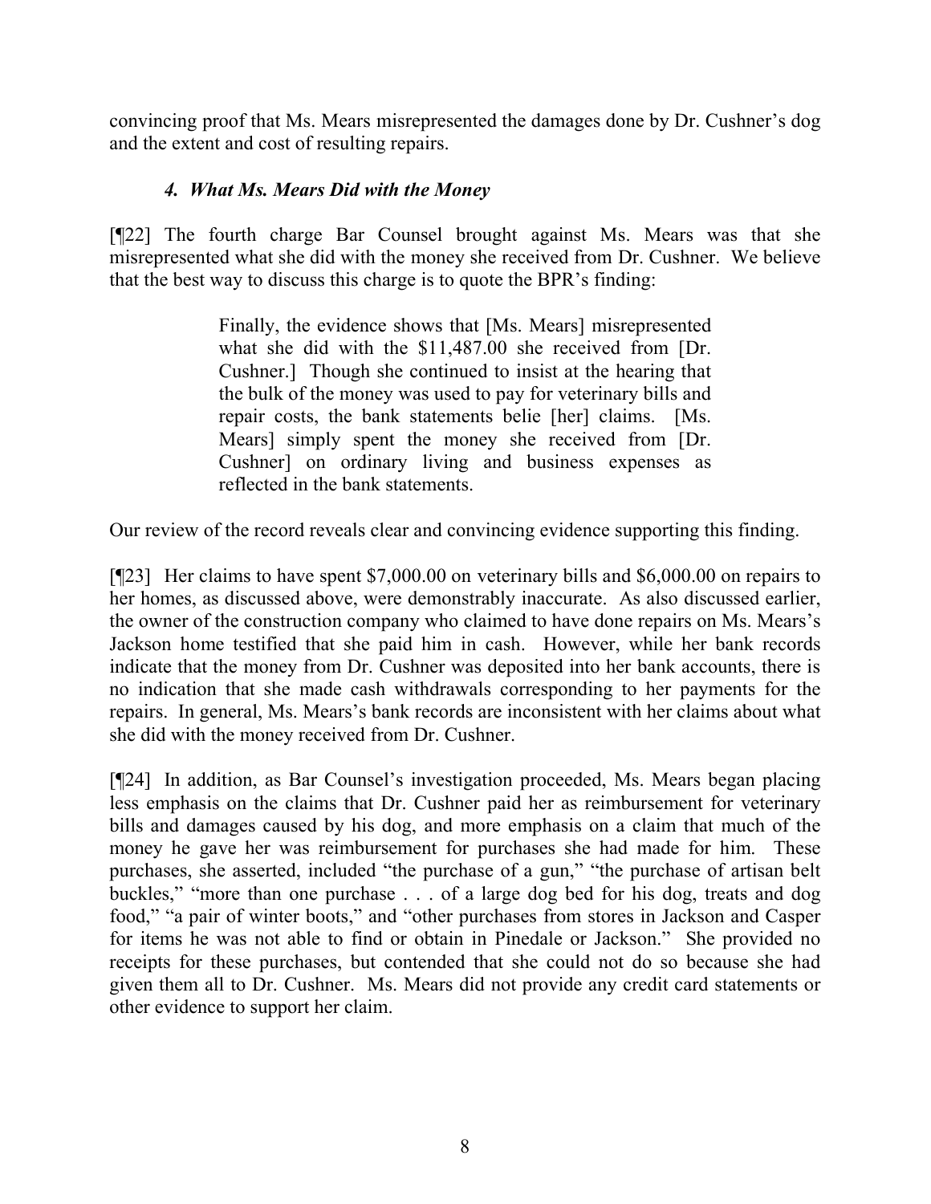convincing proof that Ms. Mears misrepresented the damages done by Dr. Cushner's dog and the extent and cost of resulting repairs.

### *4. What Ms. Mears Did with the Money*

[¶22] The fourth charge Bar Counsel brought against Ms. Mears was that she misrepresented what she did with the money she received from Dr. Cushner. We believe that the best way to discuss this charge is to quote the BPR's finding:

> Finally, the evidence shows that [Ms. Mears] misrepresented what she did with the $11,487.00 she received from [Dr. Cushner.] Though she continued to insist at the hearing that the bulk of the money was used to pay for veterinary bills and repair costs, the bank statements belie [her] claims. [Ms. Mears] simply spent the money she received from [Dr. Cushner] on ordinary living and business expenses as reflected in the bank statements.

Our review of the record reveals clear and convincing evidence supporting this finding.

[¶23] Her claims to have spent $7,000.00 on veterinary bills and $6,000.00 on repairs to her homes, as discussed above, were demonstrably inaccurate. As also discussed earlier, the owner of the construction company who claimed to have done repairs on Ms. Mears's Jackson home testified that she paid him in cash. However, while her bank records indicate that the money from Dr. Cushner was deposited into her bank accounts, there is no indication that she made cash withdrawals corresponding to her payments for the repairs. In general, Ms. Mears's bank records are inconsistent with her claims about what she did with the money received from Dr. Cushner.

[¶24] In addition, as Bar Counsel's investigation proceeded, Ms. Mears began placing less emphasis on the claims that Dr. Cushner paid her as reimbursement for veterinary bills and damages caused by his dog, and more emphasis on a claim that much of the money he gave her was reimbursement for purchases she had made for him. These purchases, she asserted, included "the purchase of a gun," "the purchase of artisan belt buckles," "more than one purchase . . . of a large dog bed for his dog, treats and dog food," "a pair of winter boots," and "other purchases from stores in Jackson and Casper for items he was not able to find or obtain in Pinedale or Jackson." She provided no receipts for these purchases, but contended that she could not do so because she had given them all to Dr. Cushner. Ms. Mears did not provide any credit card statements or other evidence to support her claim.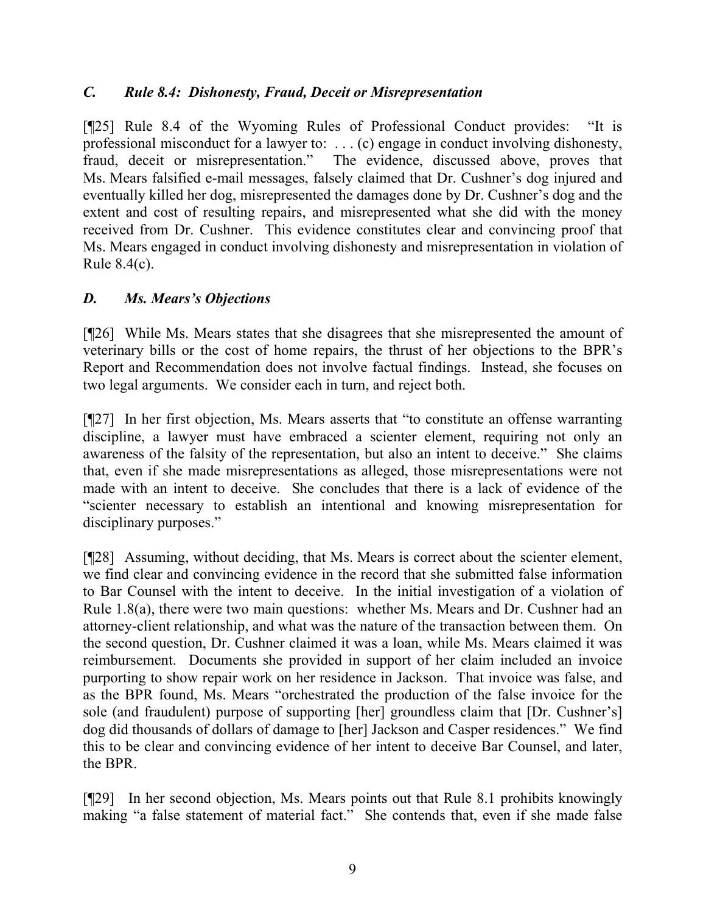### *C. Rule 8.4: Dishonesty, Fraud, Deceit or Misrepresentation*

[¶25] Rule 8.4 of the Wyoming Rules of Professional Conduct provides: "It is professional misconduct for a lawyer to: . . . (c) engage in conduct involving dishonesty, fraud, deceit or misrepresentation." The evidence, discussed above, proves that Ms. Mears falsified e-mail messages, falsely claimed that Dr. Cushner's dog injured and eventually killed her dog, misrepresented the damages done by Dr. Cushner's dog and the extent and cost of resulting repairs, and misrepresented what she did with the money received from Dr. Cushner. This evidence constitutes clear and convincing proof that Ms. Mears engaged in conduct involving dishonesty and misrepresentation in violation of Rule 8.4(c).

### *D. Ms. Mears's Objections*

[¶26] While Ms. Mears states that she disagrees that she misrepresented the amount of veterinary bills or the cost of home repairs, the thrust of her objections to the BPR's Report and Recommendation does not involve factual findings. Instead, she focuses on two legal arguments. We consider each in turn, and reject both.

[¶27] In her first objection, Ms. Mears asserts that "to constitute an offense warranting discipline, a lawyer must have embraced a scienter element, requiring not only an awareness of the falsity of the representation, but also an intent to deceive." She claims that, even if she made misrepresentations as alleged, those misrepresentations were not made with an intent to deceive. She concludes that there is a lack of evidence of the "scienter necessary to establish an intentional and knowing misrepresentation for disciplinary purposes."

[¶28] Assuming, without deciding, that Ms. Mears is correct about the scienter element, we find clear and convincing evidence in the record that she submitted false information to Bar Counsel with the intent to deceive. In the initial investigation of a violation of Rule 1.8(a), there were two main questions: whether Ms. Mears and Dr. Cushner had an attorney-client relationship, and what was the nature of the transaction between them. On the second question, Dr. Cushner claimed it was a loan, while Ms. Mears claimed it was reimbursement. Documents she provided in support of her claim included an invoice purporting to show repair work on her residence in Jackson. That invoice was false, and as the BPR found, Ms. Mears "orchestrated the production of the false invoice for the sole (and fraudulent) purpose of supporting [her] groundless claim that [Dr. Cushner's] dog did thousands of dollars of damage to [her] Jackson and Casper residences." We find this to be clear and convincing evidence of her intent to deceive Bar Counsel, and later, the BPR.

[¶29] In her second objection, Ms. Mears points out that Rule 8.1 prohibits knowingly making "a false statement of material fact." She contends that, even if she made false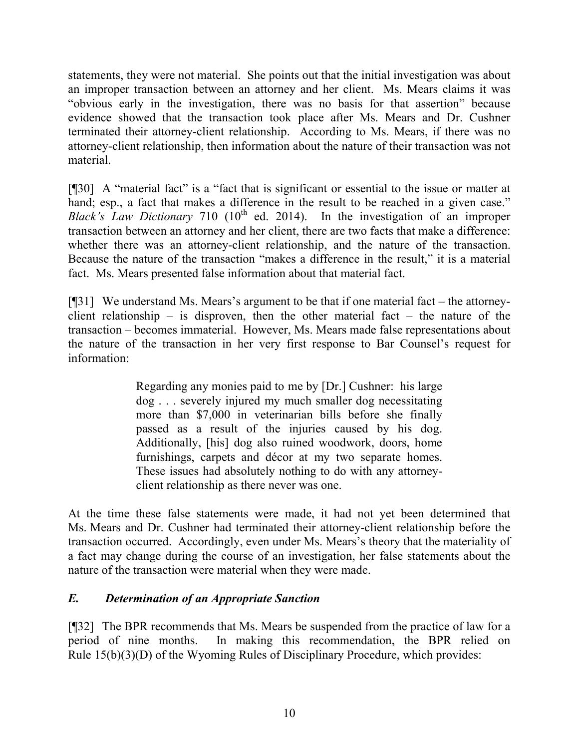statements, they were not material. She points out that the initial investigation was about an improper transaction between an attorney and her client. Ms. Mears claims it was "obvious early in the investigation, there was no basis for that assertion" because evidence showed that the transaction took place after Ms. Mears and Dr. Cushner terminated their attorney-client relationship. According to Ms. Mears, if there was no attorney-client relationship, then information about the nature of their transaction was not material.

[¶30] A "material fact" is a "fact that is significant or essential to the issue or matter at hand; esp., a fact that makes a difference in the result to be reached in a given case." *Black's Law Dictionary* 710 (10th ed. 2014). In the investigation of an improper transaction between an attorney and her client, there are two facts that make a difference: whether there was an attorney-client relationship, and the nature of the transaction. Because the nature of the transaction "makes a difference in the result," it is a material fact. Ms. Mears presented false information about that material fact.

[¶31] We understand Ms. Mears's argument to be that if one material fact – the attorney-client relationship – is disproven, then the other material fact – the nature of the transaction – becomes immaterial. However, Ms. Mears made false representations about the nature of the transaction in her very first response to Bar Counsel's request for information:

> Regarding any monies paid to me by [Dr.] Cushner: his large dog . . . severely injured my much smaller dog necessitating more than $7,000 in veterinarian bills before she finally passed as a result of the injuries caused by his dog. Additionally, [his] dog also ruined woodwork, doors, home furnishings, carpets and décor at my two separate homes. These issues had absolutely nothing to do with any attorney-client relationship as there never was one.

At the time these false statements were made, it had not yet been determined that Ms. Mears and Dr. Cushner had terminated their attorney-client relationship before the transaction occurred. Accordingly, even under Ms. Mears's theory that the materiality of a fact may change during the course of an investigation, her false statements about the nature of the transaction were material when they were made.

### *E. Determination of an Appropriate Sanction*

[¶32] The BPR recommends that Ms. Mears be suspended from the practice of law for a period of nine months. In making this recommendation, the BPR relied on Rule 15(b)(3)(D) of the Wyoming Rules of Disciplinary Procedure, which provides: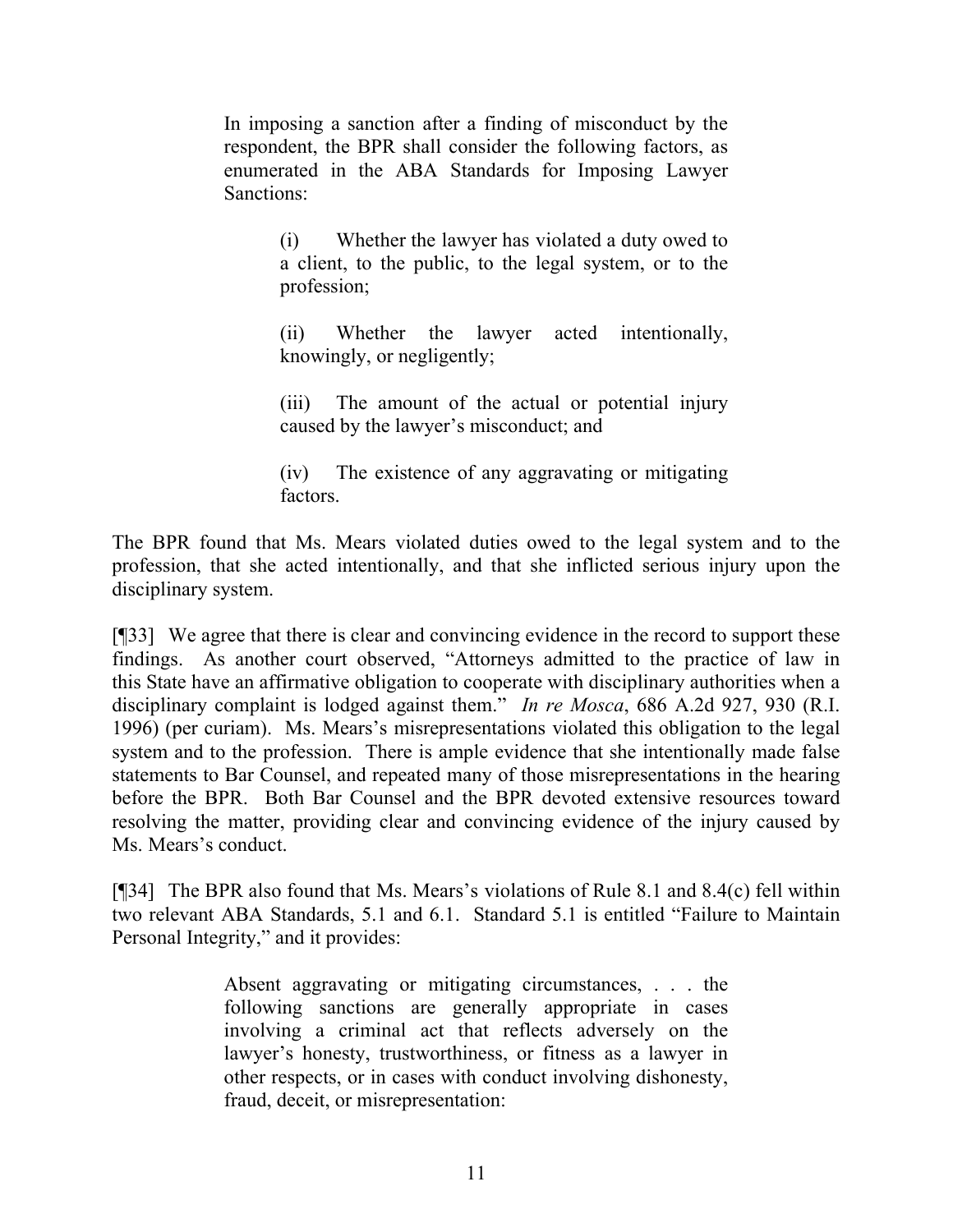> In imposing a sanction after a finding of misconduct by the respondent, the BPR shall consider the following factors, as enumerated in the ABA Standards for Imposing Lawyer Sanctions:
>
> > (i) Whether the lawyer has violated a duty owed to a client, to the public, to the legal system, or to the profession;
> >
> > (ii) Whether the lawyer acted intentionally, knowingly, or negligently;
> >
> > (iii) The amount of the actual or potential injury caused by the lawyer's misconduct; and
> >
> > (iv) The existence of any aggravating or mitigating factors.

The BPR found that Ms. Mears violated duties owed to the legal system and to the profession, that she acted intentionally, and that she inflicted serious injury upon the disciplinary system.

[¶33] We agree that there is clear and convincing evidence in the record to support these findings. As another court observed, "Attorneys admitted to the practice of law in this State have an affirmative obligation to cooperate with disciplinary authorities when a disciplinary complaint is lodged against them." *In re Mosca*, 686 A.2d 927, 930 (R.I. 1996) (per curiam). Ms. Mears's misrepresentations violated this obligation to the legal system and to the profession. There is ample evidence that she intentionally made false statements to Bar Counsel, and repeated many of those misrepresentations in the hearing before the BPR. Both Bar Counsel and the BPR devoted extensive resources toward resolving the matter, providing clear and convincing evidence of the injury caused by Ms. Mears's conduct.

[¶34] The BPR also found that Ms. Mears's violations of Rule 8.1 and 8.4(c) fell within two relevant ABA Standards, 5.1 and 6.1. Standard 5.1 is entitled "Failure to Maintain Personal Integrity," and it provides:

> Absent aggravating or mitigating circumstances, . . . the following sanctions are generally appropriate in cases involving a criminal act that reflects adversely on the lawyer's honesty, trustworthiness, or fitness as a lawyer in other respects, or in cases with conduct involving dishonesty, fraud, deceit, or misrepresentation: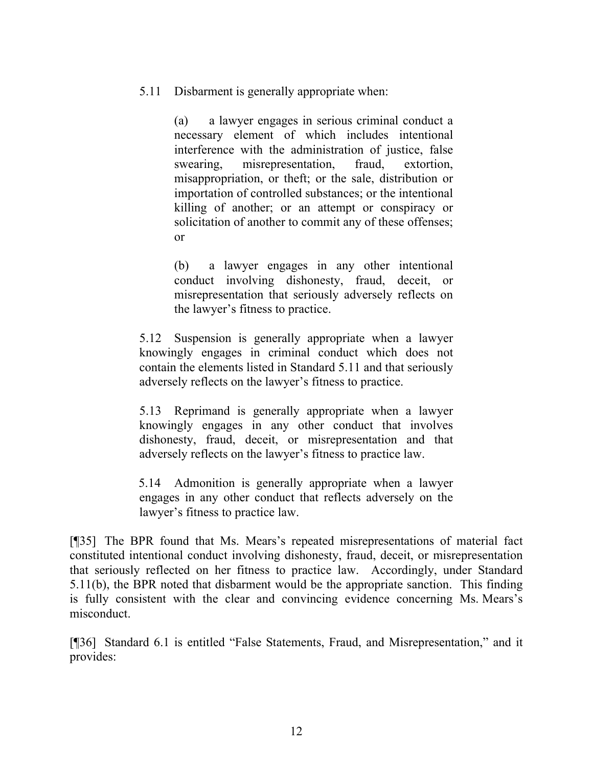> 5.11 Disbarment is generally appropriate when:
>
> > (a) a lawyer engages in serious criminal conduct a necessary element of which includes intentional interference with the administration of justice, false swearing, misrepresentation, fraud, extortion, misappropriation, or theft; or the sale, distribution or importation of controlled substances; or the intentional killing of another; or an attempt or conspiracy or solicitation of another to commit any of these offenses; or
> >
> > (b) a lawyer engages in any other intentional conduct involving dishonesty, fraud, deceit, or misrepresentation that seriously adversely reflects on the lawyer's fitness to practice.
>
> 5.12 Suspension is generally appropriate when a lawyer knowingly engages in criminal conduct which does not contain the elements listed in Standard 5.11 and that seriously adversely reflects on the lawyer's fitness to practice.
>
> 5.13 Reprimand is generally appropriate when a lawyer knowingly engages in any other conduct that involves dishonesty, fraud, deceit, or misrepresentation and that adversely reflects on the lawyer's fitness to practice law.
>
> 5.14 Admonition is generally appropriate when a lawyer engages in any other conduct that reflects adversely on the lawyer's fitness to practice law.

[¶35] The BPR found that Ms. Mears's repeated misrepresentations of material fact constituted intentional conduct involving dishonesty, fraud, deceit, or misrepresentation that seriously reflected on her fitness to practice law. Accordingly, under Standard 5.11(b), the BPR noted that disbarment would be the appropriate sanction. This finding is fully consistent with the clear and convincing evidence concerning Ms. Mears's misconduct.

[¶36] Standard 6.1 is entitled "False Statements, Fraud, and Misrepresentation," and it provides: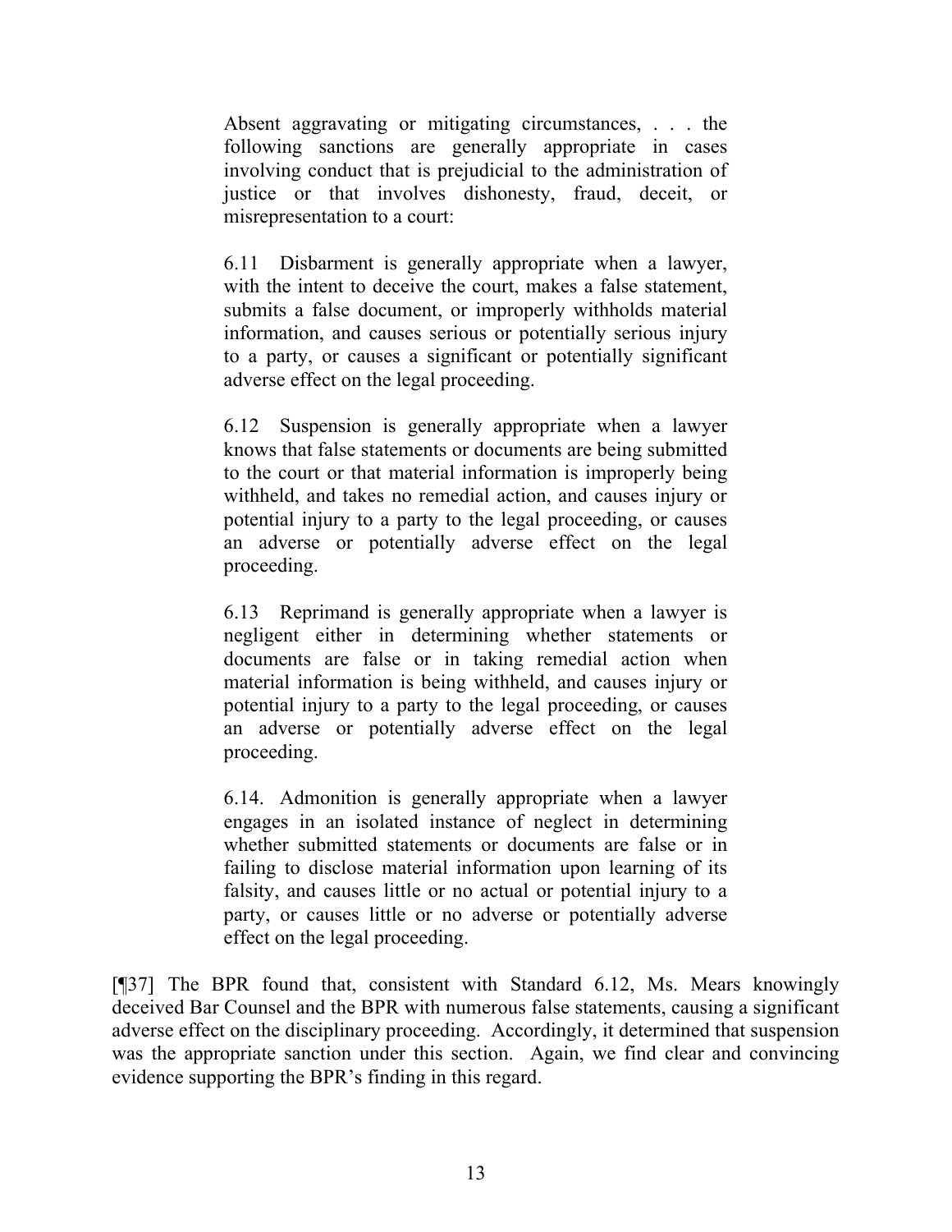> Absent aggravating or mitigating circumstances, . . . the following sanctions are generally appropriate in cases involving conduct that is prejudicial to the administration of justice or that involves dishonesty, fraud, deceit, or misrepresentation to a court:
>
> 6.11 Disbarment is generally appropriate when a lawyer, with the intent to deceive the court, makes a false statement, submits a false document, or improperly withholds material information, and causes serious or potentially serious injury to a party, or causes a significant or potentially significant adverse effect on the legal proceeding.
>
> 6.12 Suspension is generally appropriate when a lawyer knows that false statements or documents are being submitted to the court or that material information is improperly being withheld, and takes no remedial action, and causes injury or potential injury to a party to the legal proceeding, or causes an adverse or potentially adverse effect on the legal proceeding.
>
> 6.13 Reprimand is generally appropriate when a lawyer is negligent either in determining whether statements or documents are false or in taking remedial action when material information is being withheld, and causes injury or potential injury to a party to the legal proceeding, or causes an adverse or potentially adverse effect on the legal proceeding.
>
> 6.14. Admonition is generally appropriate when a lawyer engages in an isolated instance of neglect in determining whether submitted statements or documents are false or in failing to disclose material information upon learning of its falsity, and causes little or no actual or potential injury to a party, or causes little or no adverse or potentially adverse effect on the legal proceeding.

[¶37] The BPR found that, consistent with Standard 6.12, Ms. Mears knowingly deceived Bar Counsel and the BPR with numerous false statements, causing a significant adverse effect on the disciplinary proceeding. Accordingly, it determined that suspension was the appropriate sanction under this section. Again, we find clear and convincing evidence supporting the BPR's finding in this regard.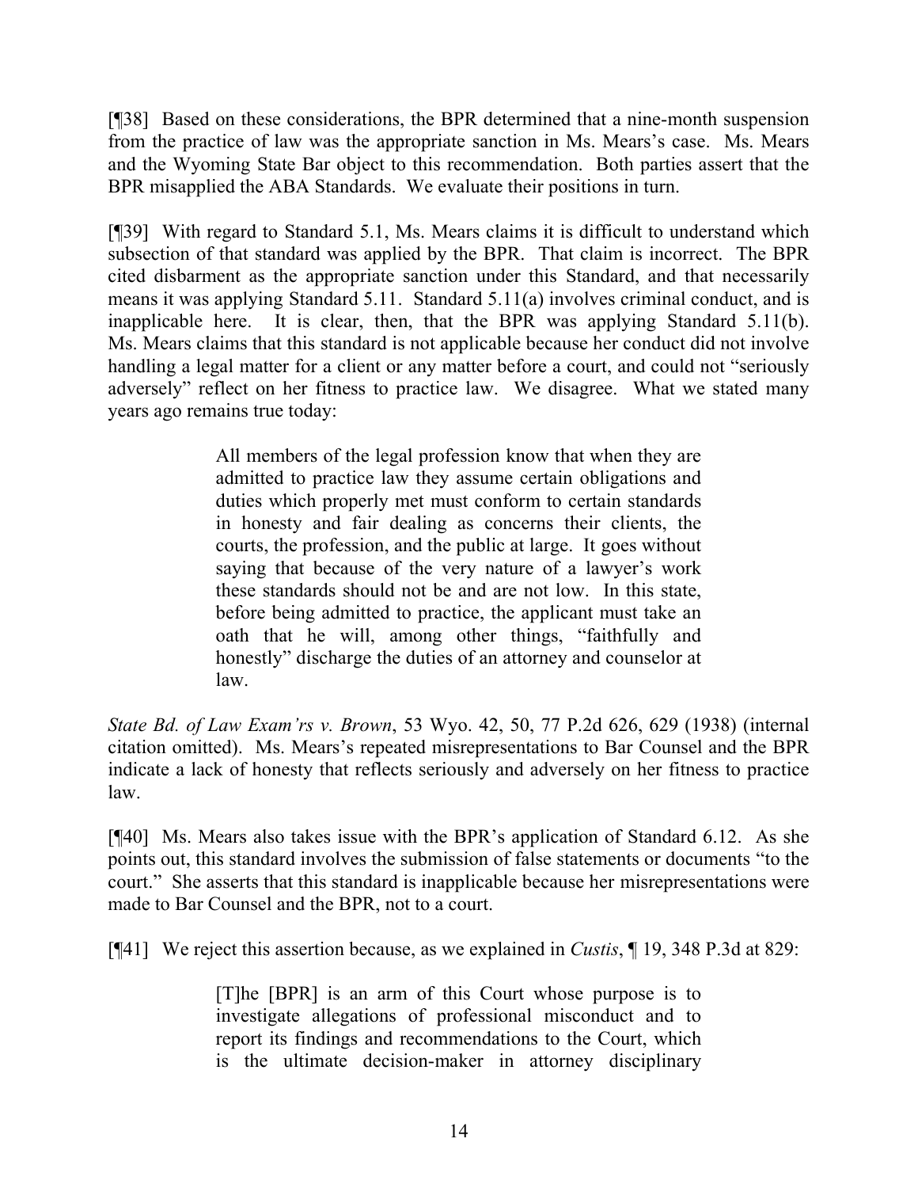[¶38] Based on these considerations, the BPR determined that a nine-month suspension from the practice of law was the appropriate sanction in Ms. Mears's case. Ms. Mears and the Wyoming State Bar object to this recommendation. Both parties assert that the BPR misapplied the ABA Standards. We evaluate their positions in turn.

[¶39] With regard to Standard 5.1, Ms. Mears claims it is difficult to understand which subsection of that standard was applied by the BPR. That claim is incorrect. The BPR cited disbarment as the appropriate sanction under this Standard, and that necessarily means it was applying Standard 5.11. Standard 5.11(a) involves criminal conduct, and is inapplicable here. It is clear, then, that the BPR was applying Standard 5.11(b). Ms. Mears claims that this standard is not applicable because her conduct did not involve handling a legal matter for a client or any matter before a court, and could not "seriously adversely" reflect on her fitness to practice law. We disagree. What we stated many years ago remains true today:

> All members of the legal profession know that when they are admitted to practice law they assume certain obligations and duties which properly met must conform to certain standards in honesty and fair dealing as concerns their clients, the courts, the profession, and the public at large. It goes without saying that because of the very nature of a lawyer's work these standards should not be and are not low. In this state, before being admitted to practice, the applicant must take an oath that he will, among other things, "faithfully and honestly" discharge the duties of an attorney and counselor at law.

*State Bd. of Law Exam'rs v. Brown*, 53 Wyo. 42, 50, 77 P.2d 626, 629 (1938) (internal citation omitted). Ms. Mears's repeated misrepresentations to Bar Counsel and the BPR indicate a lack of honesty that reflects seriously and adversely on her fitness to practice law.

[¶40] Ms. Mears also takes issue with the BPR's application of Standard 6.12. As she points out, this standard involves the submission of false statements or documents "to the court." She asserts that this standard is inapplicable because her misrepresentations were made to Bar Counsel and the BPR, not to a court.

[¶41] We reject this assertion because, as we explained in *Custis*, ¶ 19, 348 P.3d at 829:

> [T]he [BPR] is an arm of this Court whose purpose is to investigate allegations of professional misconduct and to report its findings and recommendations to the Court, which is the ultimate decision-maker in attorney disciplinary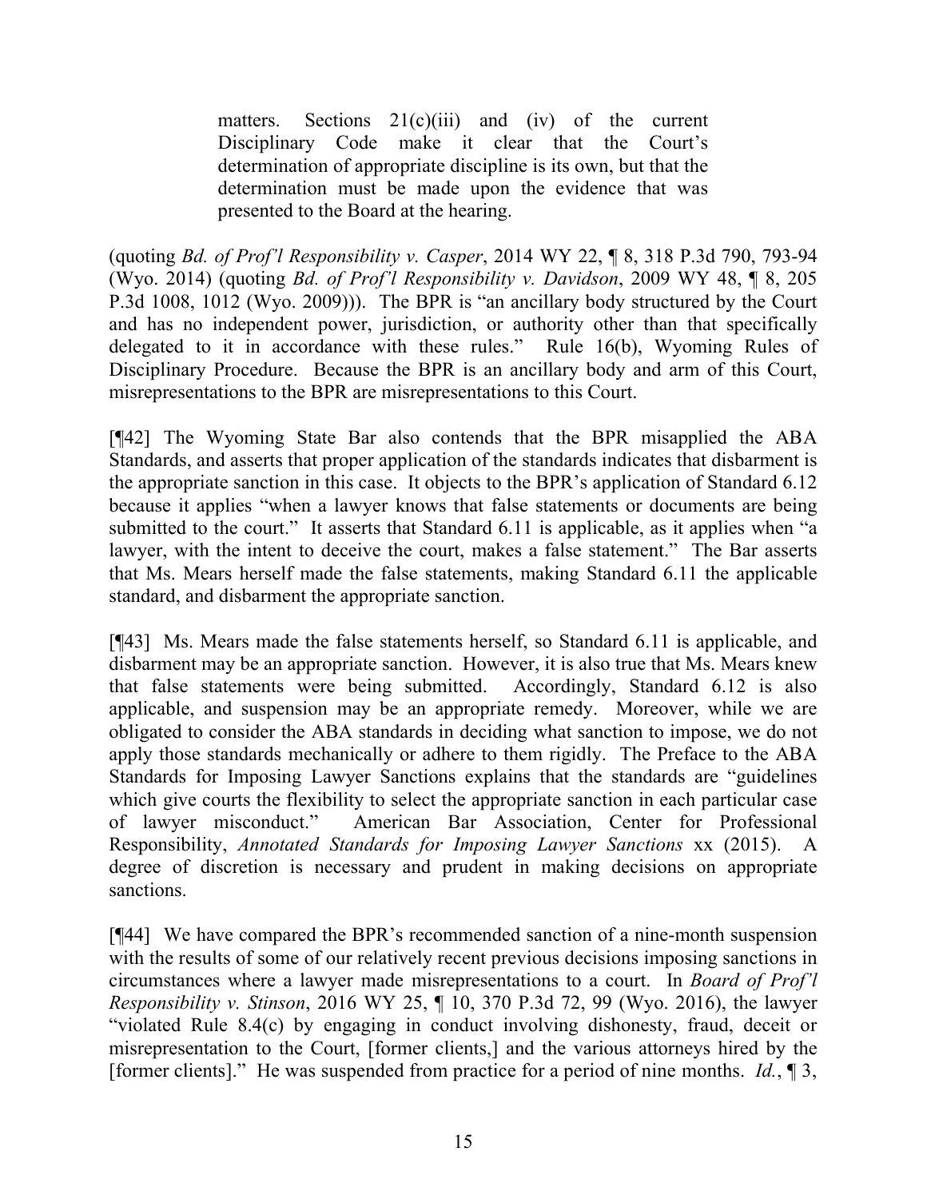> matters. Sections 21(c)(iii) and (iv) of the current Disciplinary Code make it clear that the Court's determination of appropriate discipline is its own, but that the determination must be made upon the evidence that was presented to the Board at the hearing.

(quoting *Bd. of Prof'l Responsibility v. Casper*, 2014 WY 22, ¶ 8, 318 P.3d 790, 793-94 (Wyo. 2014) (quoting *Bd. of Prof'l Responsibility v. Davidson*, 2009 WY 48, ¶ 8, 205 P.3d 1008, 1012 (Wyo. 2009))). The BPR is "an ancillary body structured by the Court and has no independent power, jurisdiction, or authority other than that specifically delegated to it in accordance with these rules." Rule 16(b), Wyoming Rules of Disciplinary Procedure. Because the BPR is an ancillary body and arm of this Court, misrepresentations to the BPR are misrepresentations to this Court.

[¶42] The Wyoming State Bar also contends that the BPR misapplied the ABA Standards, and asserts that proper application of the standards indicates that disbarment is the appropriate sanction in this case. It objects to the BPR's application of Standard 6.12 because it applies "when a lawyer knows that false statements or documents are being submitted to the court." It asserts that Standard 6.11 is applicable, as it applies when "a lawyer, with the intent to deceive the court, makes a false statement." The Bar asserts that Ms. Mears herself made the false statements, making Standard 6.11 the applicable standard, and disbarment the appropriate sanction.

[¶43] Ms. Mears made the false statements herself, so Standard 6.11 is applicable, and disbarment may be an appropriate sanction. However, it is also true that Ms. Mears knew that false statements were being submitted. Accordingly, Standard 6.12 is also applicable, and suspension may be an appropriate remedy. Moreover, while we are obligated to consider the ABA standards in deciding what sanction to impose, we do not apply those standards mechanically or adhere to them rigidly. The Preface to the ABA Standards for Imposing Lawyer Sanctions explains that the standards are "guidelines which give courts the flexibility to select the appropriate sanction in each particular case of lawyer misconduct." American Bar Association, Center for Professional Responsibility, *Annotated Standards for Imposing Lawyer Sanctions* xx (2015). A degree of discretion is necessary and prudent in making decisions on appropriate sanctions.

[¶44] We have compared the BPR's recommended sanction of a nine-month suspension with the results of some of our relatively recent previous decisions imposing sanctions in circumstances where a lawyer made misrepresentations to a court. In *Board of Prof'l Responsibility v. Stinson*, 2016 WY 25, ¶ 10, 370 P.3d 72, 99 (Wyo. 2016), the lawyer "violated Rule 8.4(c) by engaging in conduct involving dishonesty, fraud, deceit or misrepresentation to the Court, [former clients,] and the various attorneys hired by the [former clients]." He was suspended from practice for a period of nine months. *Id.*, ¶ 3,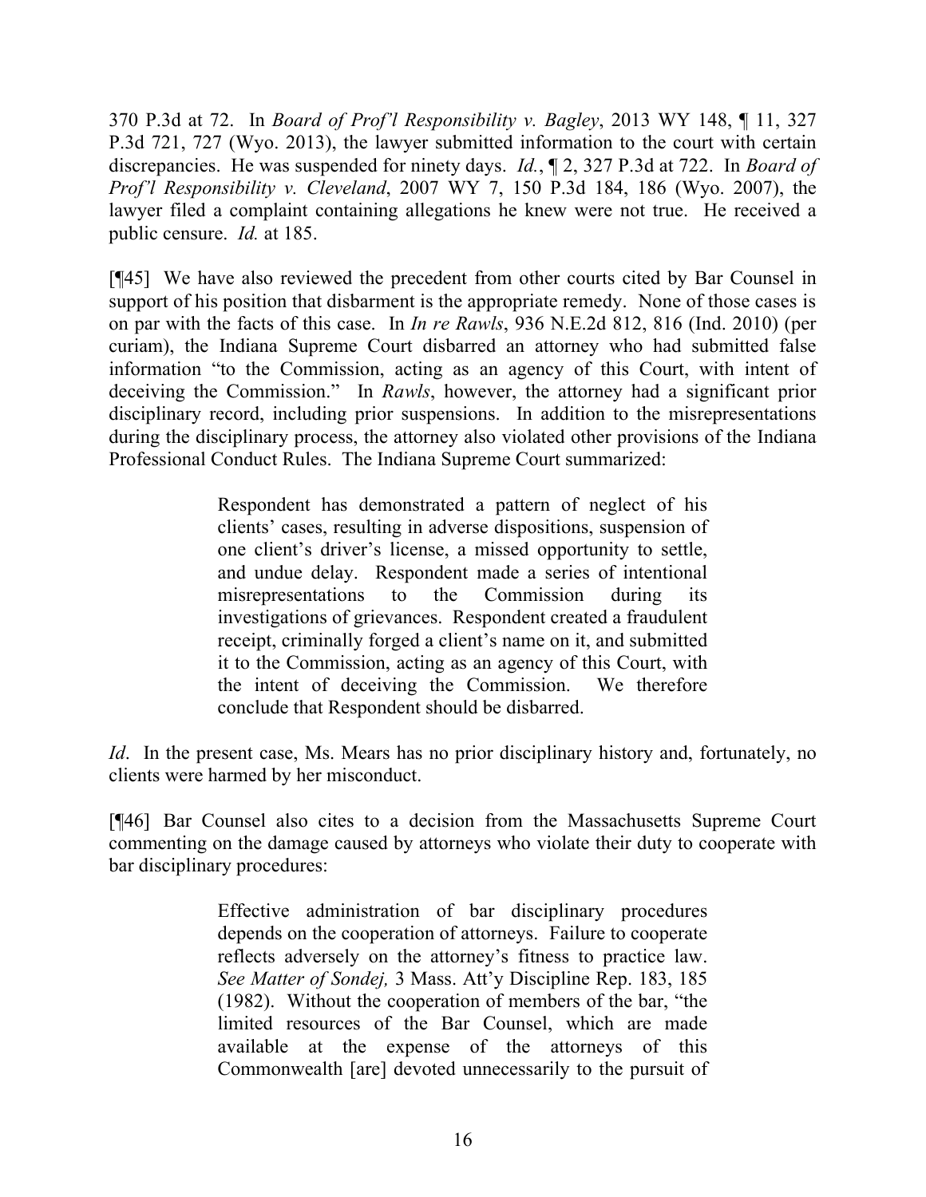370 P.3d at 72. In *Board of Prof'l Responsibility v. Bagley*, 2013 WY 148, ¶ 11, 327 P.3d 721, 727 (Wyo. 2013), the lawyer submitted information to the court with certain discrepancies. He was suspended for ninety days. *Id.*, ¶ 2, 327 P.3d at 722. In *Board of Prof'l Responsibility v. Cleveland*, 2007 WY 7, 150 P.3d 184, 186 (Wyo. 2007), the lawyer filed a complaint containing allegations he knew were not true. He received a public censure. *Id.* at 185.

[¶45] We have also reviewed the precedent from other courts cited by Bar Counsel in support of his position that disbarment is the appropriate remedy. None of those cases is on par with the facts of this case. In *In re Rawls*, 936 N.E.2d 812, 816 (Ind. 2010) (per curiam), the Indiana Supreme Court disbarred an attorney who had submitted false information "to the Commission, acting as an agency of this Court, with intent of deceiving the Commission." In *Rawls*, however, the attorney had a significant prior disciplinary record, including prior suspensions. In addition to the misrepresentations during the disciplinary process, the attorney also violated other provisions of the Indiana Professional Conduct Rules. The Indiana Supreme Court summarized:

> Respondent has demonstrated a pattern of neglect of his clients' cases, resulting in adverse dispositions, suspension of one client's driver's license, a missed opportunity to settle, and undue delay. Respondent made a series of intentional misrepresentations to the Commission during its investigations of grievances. Respondent created a fraudulent receipt, criminally forged a client's name on it, and submitted it to the Commission, acting as an agency of this Court, with the intent of deceiving the Commission. We therefore conclude that Respondent should be disbarred.

*Id*. In the present case, Ms. Mears has no prior disciplinary history and, fortunately, no clients were harmed by her misconduct.

[¶46] Bar Counsel also cites to a decision from the Massachusetts Supreme Court commenting on the damage caused by attorneys who violate their duty to cooperate with bar disciplinary procedures:

> Effective administration of bar disciplinary procedures depends on the cooperation of attorneys. Failure to cooperate reflects adversely on the attorney's fitness to practice law. *See Matter of Sondej,* 3 Mass. Att'y Discipline Rep. 183, 185 (1982). Without the cooperation of members of the bar, "the limited resources of the Bar Counsel, which are made available at the expense of the attorneys of this Commonwealth [are] devoted unnecessarily to the pursuit of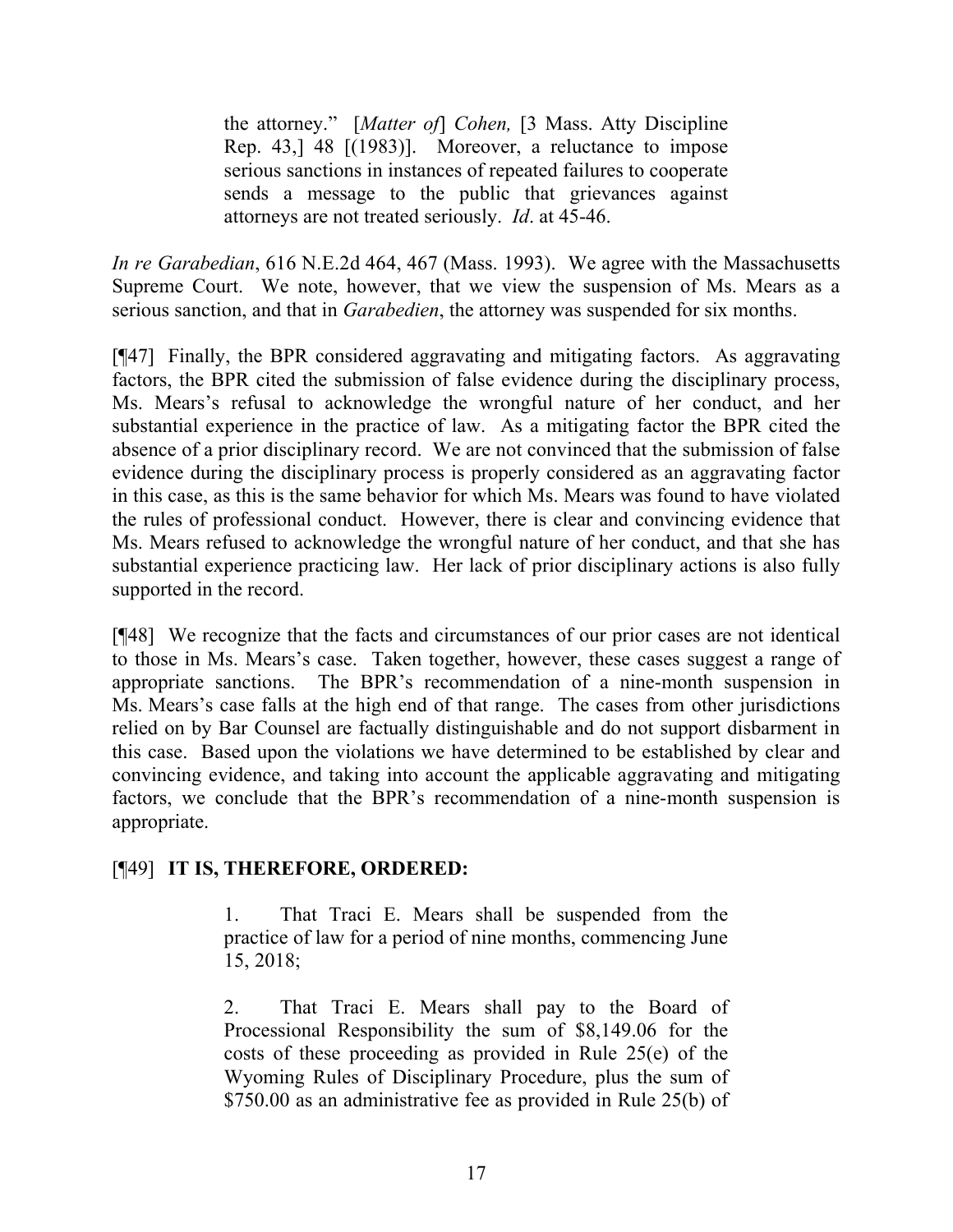> the attorney." [*Matter of*] *Cohen,* [3 Mass. Atty Discipline Rep. 43,] 48 [(1983)]. Moreover, a reluctance to impose serious sanctions in instances of repeated failures to cooperate sends a message to the public that grievances against attorneys are not treated seriously. *Id*. at 45-46.

*In re Garabedian*, 616 N.E.2d 464, 467 (Mass. 1993). We agree with the Massachusetts Supreme Court. We note, however, that we view the suspension of Ms. Mears as a serious sanction, and that in *Garabedien*, the attorney was suspended for six months.

[¶47] Finally, the BPR considered aggravating and mitigating factors. As aggravating factors, the BPR cited the submission of false evidence during the disciplinary process, Ms. Mears's refusal to acknowledge the wrongful nature of her conduct, and her substantial experience in the practice of law. As a mitigating factor the BPR cited the absence of a prior disciplinary record. We are not convinced that the submission of false evidence during the disciplinary process is properly considered as an aggravating factor in this case, as this is the same behavior for which Ms. Mears was found to have violated the rules of professional conduct. However, there is clear and convincing evidence that Ms. Mears refused to acknowledge the wrongful nature of her conduct, and that she has substantial experience practicing law. Her lack of prior disciplinary actions is also fully supported in the record.

[¶48] We recognize that the facts and circumstances of our prior cases are not identical to those in Ms. Mears's case. Taken together, however, these cases suggest a range of appropriate sanctions. The BPR's recommendation of a nine-month suspension in Ms. Mears's case falls at the high end of that range. The cases from other jurisdictions relied on by Bar Counsel are factually distinguishable and do not support disbarment in this case. Based upon the violations we have determined to be established by clear and convincing evidence, and taking into account the applicable aggravating and mitigating factors, we conclude that the BPR's recommendation of a nine-month suspension is appropriate.

[¶49] **IT IS, THEREFORE, ORDERED:**

> 1. That Traci E. Mears shall be suspended from the practice of law for a period of nine months, commencing June 15, 2018;
>
> 2. That Traci E. Mears shall pay to the Board of Processional Responsibility the sum of $8,149.06 for the costs of these proceeding as provided in Rule 25(e) of the Wyoming Rules of Disciplinary Procedure, plus the sum of $750.00 as an administrative fee as provided in Rule 25(b) of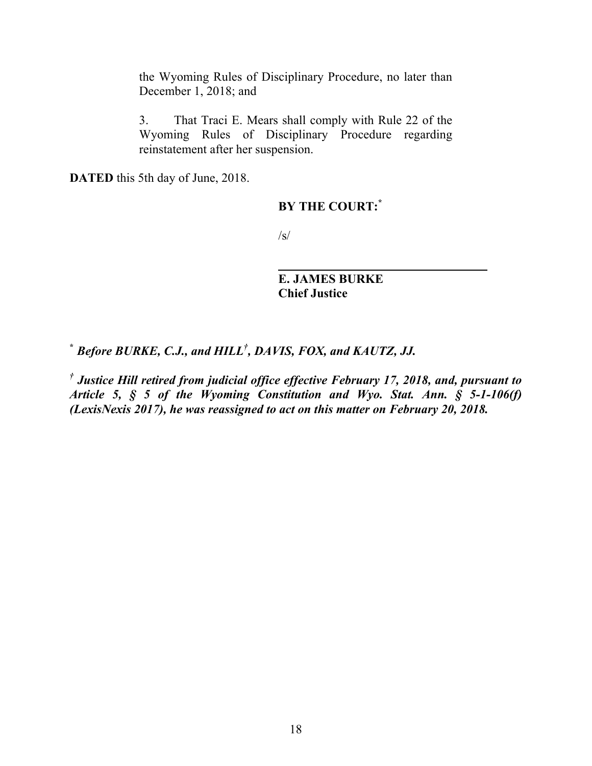the Wyoming Rules of Disciplinary Procedure, no later than December 1, 2018; and

3. That Traci E. Mears shall comply with Rule 22 of the Wyoming Rules of Disciplinary Procedure regarding reinstatement after her suspension.

**DATED** this 5th day of June, 2018.

**BY THE COURT:**[*]

/s/

**E. JAMES BURKE**
**Chief Justice**

[*] ***Before BURKE, C.J., and HILL[†], DAVIS, FOX, and KAUTZ, JJ.***

[†] ***Justice Hill retired from judicial office effective February 17, 2018, and, pursuant to Article 5, § 5 of the Wyoming Constitution and Wyo. Stat. Ann. § 5-1-106(f) (LexisNexis 2017), he was reassigned to act on this matter on February 20, 2018.***